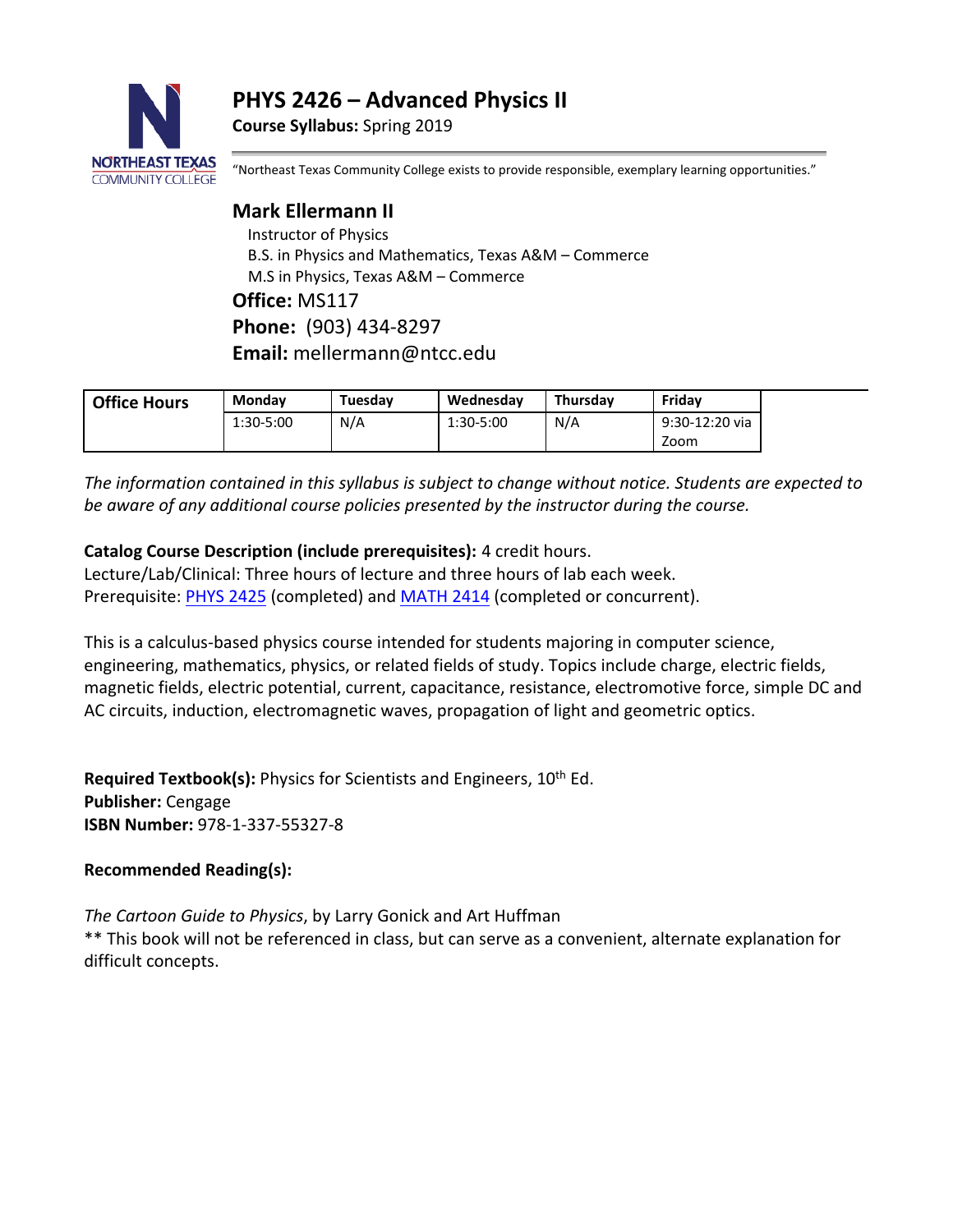# PHYS 2426 – Advanced Physics II

**Course Syllabus:** Spring 2019

"Northeast Texas Community College exists to provide responsible, exemplary learning opportunities."

## Mark Ellermann II

Instructor of Physics
B.S. in Physics and Mathematics, Texas A&M – Commerce
M.S in Physics, Texas A&M – Commerce

**Office:** MS117
**Phone:** (903) 434-8297
**Email:** mellermann@ntcc.edu

| Office Hours | Monday | Tuesday | Wednesday | Thursday | Friday |
|---|---|---|---|---|---|
| | 1:30-5:00 | N/A | 1:30-5:00 | N/A | 9:30-12:20 via Zoom |

*The information contained in this syllabus is subject to change without notice. Students are expected to be aware of any additional course policies presented by the instructor during the course.*

**Catalog Course Description (include prerequisites):** 4 credit hours.
Lecture/Lab/Clinical: Three hours of lecture and three hours of lab each week.
Prerequisite: PHYS 2425 (completed) and MATH 2414 (completed or concurrent).

This is a calculus-based physics course intended for students majoring in computer science, engineering, mathematics, physics, or related fields of study. Topics include charge, electric fields, magnetic fields, electric potential, current, capacitance, resistance, electromotive force, simple DC and AC circuits, induction, electromagnetic waves, propagation of light and geometric optics.

**Required Textbook(s):** Physics for Scientists and Engineers, 10th Ed.
**Publisher:** Cengage
**ISBN Number:** 978-1-337-55327-8

**Recommended Reading(s):**

*The Cartoon Guide to Physics*, by Larry Gonick and Art Huffman
** This book will not be referenced in class, but can serve as a convenient, alternate explanation for difficult concepts.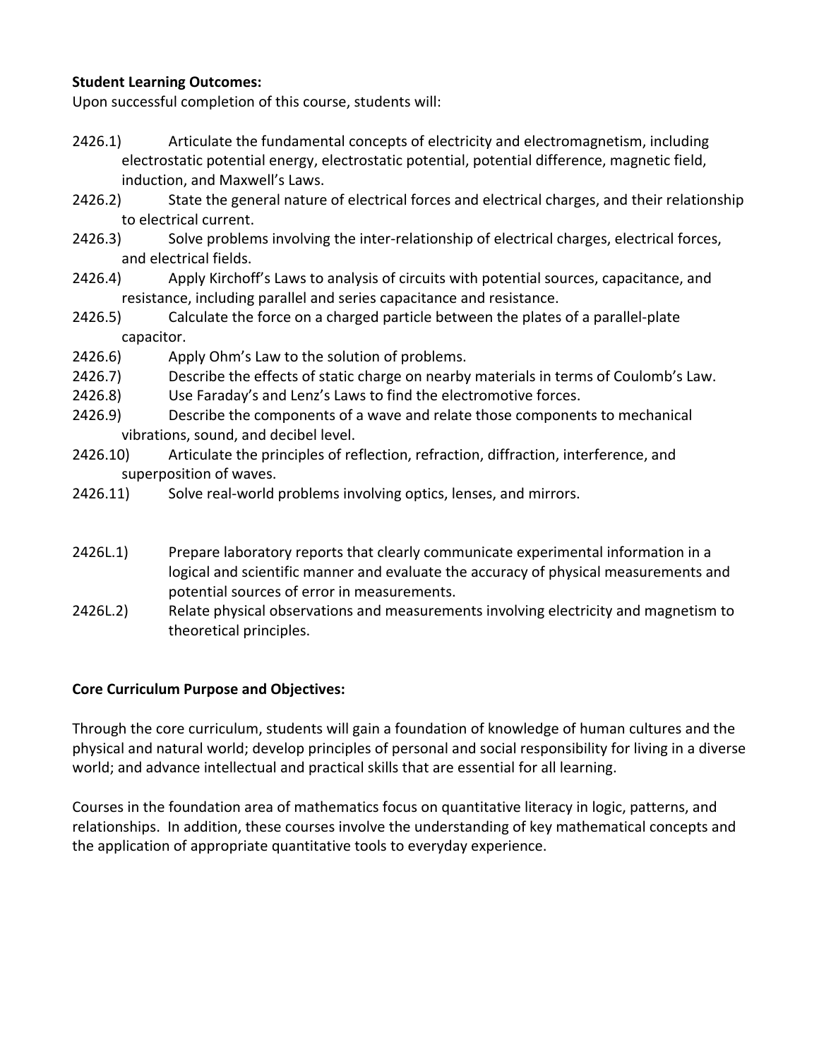**Student Learning Outcomes:**

Upon successful completion of this course, students will:

2426.1) Articulate the fundamental concepts of electricity and electromagnetism, including electrostatic potential energy, electrostatic potential, potential difference, magnetic field, induction, and Maxwell's Laws.

2426.2) State the general nature of electrical forces and electrical charges, and their relationship to electrical current.

2426.3) Solve problems involving the inter-relationship of electrical charges, electrical forces, and electrical fields.

2426.4) Apply Kirchoff's Laws to analysis of circuits with potential sources, capacitance, and resistance, including parallel and series capacitance and resistance.

2426.5) Calculate the force on a charged particle between the plates of a parallel-plate capacitor.

2426.6) Apply Ohm's Law to the solution of problems.

2426.7) Describe the effects of static charge on nearby materials in terms of Coulomb's Law.

2426.8) Use Faraday's and Lenz's Laws to find the electromotive forces.

2426.9) Describe the components of a wave and relate those components to mechanical vibrations, sound, and decibel level.

2426.10) Articulate the principles of reflection, refraction, diffraction, interference, and superposition of waves.

2426.11) Solve real-world problems involving optics, lenses, and mirrors.

2426L.1) Prepare laboratory reports that clearly communicate experimental information in a logical and scientific manner and evaluate the accuracy of physical measurements and potential sources of error in measurements.

2426L.2) Relate physical observations and measurements involving electricity and magnetism to theoretical principles.

**Core Curriculum Purpose and Objectives:**

Through the core curriculum, students will gain a foundation of knowledge of human cultures and the physical and natural world; develop principles of personal and social responsibility for living in a diverse world; and advance intellectual and practical skills that are essential for all learning.

Courses in the foundation area of mathematics focus on quantitative literacy in logic, patterns, and relationships. In addition, these courses involve the understanding of key mathematical concepts and the application of appropriate quantitative tools to everyday experience.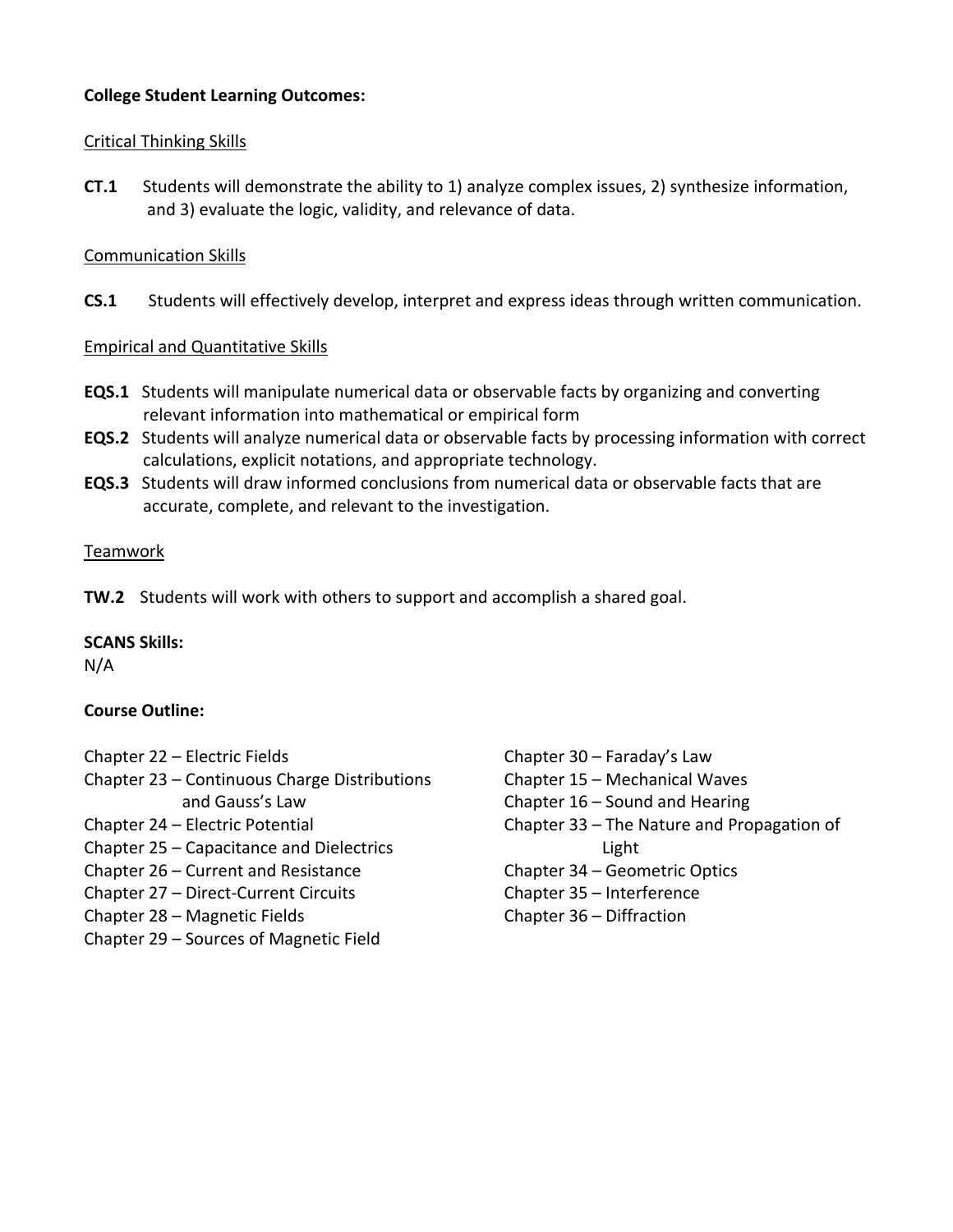**College Student Learning Outcomes:**

Critical Thinking Skills

**CT.1** Students will demonstrate the ability to 1) analyze complex issues, 2) synthesize information, and 3) evaluate the logic, validity, and relevance of data.

Communication Skills

**CS.1** Students will effectively develop, interpret and express ideas through written communication.

Empirical and Quantitative Skills

**EQS.1** Students will manipulate numerical data or observable facts by organizing and converting relevant information into mathematical or empirical form

**EQS.2** Students will analyze numerical data or observable facts by processing information with correct calculations, explicit notations, and appropriate technology.

**EQS.3** Students will draw informed conclusions from numerical data or observable facts that are accurate, complete, and relevant to the investigation.

Teamwork

**TW.2** Students will work with others to support and accomplish a shared goal.

**SCANS Skills:**
N/A

**Course Outline:**

Chapter 22 – Electric Fields
Chapter 23 – Continuous Charge Distributions and Gauss's Law
Chapter 24 – Electric Potential
Chapter 25 – Capacitance and Dielectrics
Chapter 26 – Current and Resistance
Chapter 27 – Direct-Current Circuits
Chapter 28 – Magnetic Fields
Chapter 29 – Sources of Magnetic Field
Chapter 30 – Faraday's Law
Chapter 15 – Mechanical Waves
Chapter 16 – Sound and Hearing
Chapter 33 – The Nature and Propagation of Light
Chapter 34 – Geometric Optics
Chapter 35 – Interference
Chapter 36 – Diffraction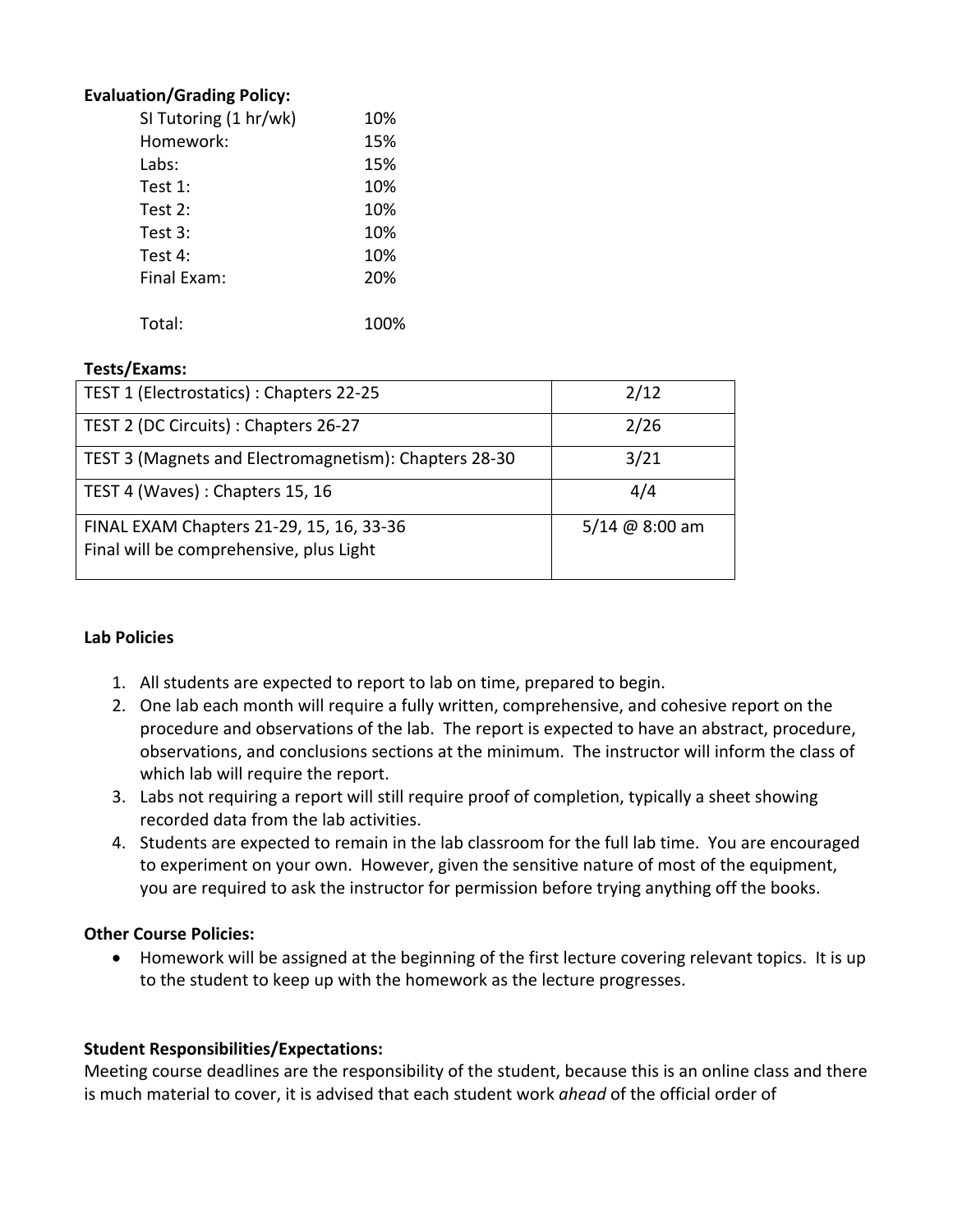**Evaluation/Grading Policy:**

| | |
|---|---|
| SI Tutoring (1 hr/wk) | 10% |
| Homework: | 15% |
| Labs: | 15% |
| Test 1: | 10% |
| Test 2: | 10% |
| Test 3: | 10% |
| Test 4: | 10% |
| Final Exam: | 20% |
| Total: | 100% |

**Tests/Exams:**

| | |
|---|---|
| TEST 1 (Electrostatics) : Chapters 22-25 | 2/12 |
| TEST 2 (DC Circuits) : Chapters 26-27 | 2/26 |
| TEST 3 (Magnets and Electromagnetism): Chapters 28-30 | 3/21 |
| TEST 4 (Waves) : Chapters 15, 16 | 4/4 |
| FINAL EXAM Chapters 21-29, 15, 16, 33-36<br>Final will be comprehensive, plus Light | 5/14 @ 8:00 am |

**Lab Policies**

1. All students are expected to report to lab on time, prepared to begin.
2. One lab each month will require a fully written, comprehensive, and cohesive report on the procedure and observations of the lab. The report is expected to have an abstract, procedure, observations, and conclusions sections at the minimum. The instructor will inform the class of which lab will require the report.
3. Labs not requiring a report will still require proof of completion, typically a sheet showing recorded data from the lab activities.
4. Students are expected to remain in the lab classroom for the full lab time. You are encouraged to experiment on your own. However, given the sensitive nature of most of the equipment, you are required to ask the instructor for permission before trying anything off the books.

**Other Course Policies:**

- Homework will be assigned at the beginning of the first lecture covering relevant topics. It is up to the student to keep up with the homework as the lecture progresses.

**Student Responsibilities/Expectations:**

Meeting course deadlines are the responsibility of the student, because this is an online class and there is much material to cover, it is advised that each student work *ahead* of the official order of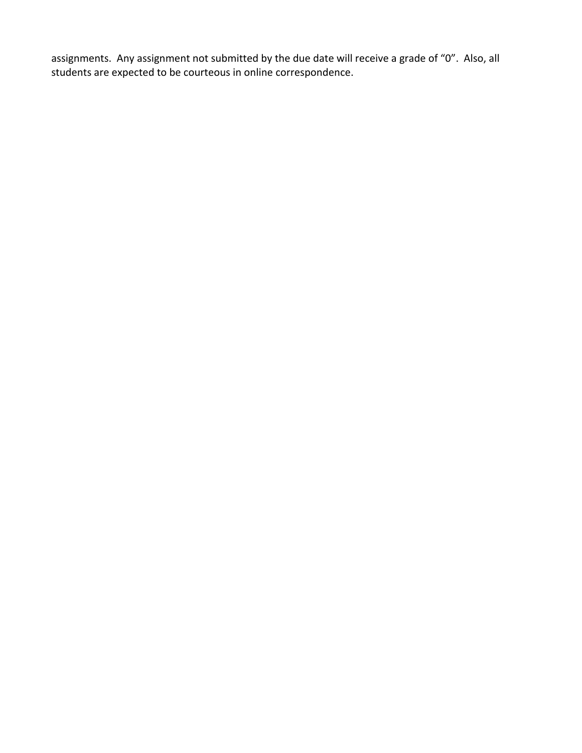assignments. Any assignment not submitted by the due date will receive a grade of "0". Also, all students are expected to be courteous in online correspondence.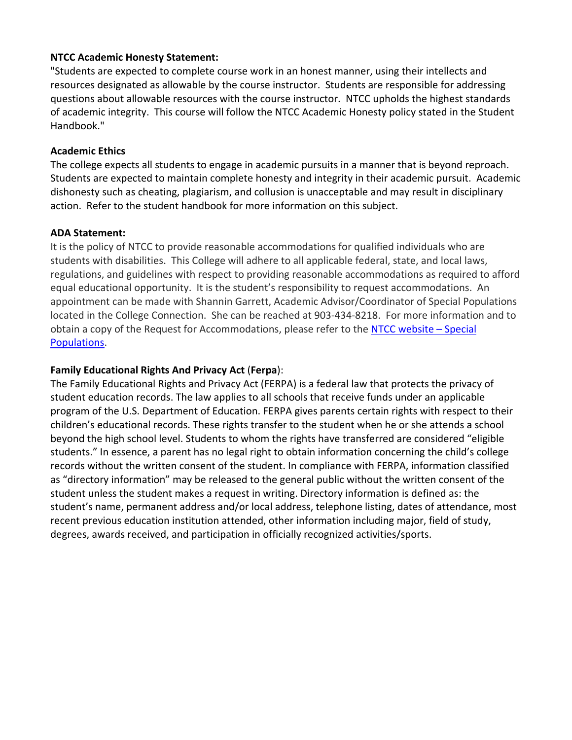**NTCC Academic Honesty Statement:**

"Students are expected to complete course work in an honest manner, using their intellects and resources designated as allowable by the course instructor. Students are responsible for addressing questions about allowable resources with the course instructor. NTCC upholds the highest standards of academic integrity. This course will follow the NTCC Academic Honesty policy stated in the Student Handbook."

**Academic Ethics**

The college expects all students to engage in academic pursuits in a manner that is beyond reproach. Students are expected to maintain complete honesty and integrity in their academic pursuit. Academic dishonesty such as cheating, plagiarism, and collusion is unacceptable and may result in disciplinary action. Refer to the student handbook for more information on this subject.

**ADA Statement:**

It is the policy of NTCC to provide reasonable accommodations for qualified individuals who are students with disabilities. This College will adhere to all applicable federal, state, and local laws, regulations, and guidelines with respect to providing reasonable accommodations as required to afford equal educational opportunity. It is the student's responsibility to request accommodations. An appointment can be made with Shannin Garrett, Academic Advisor/Coordinator of Special Populations located in the College Connection. She can be reached at 903-434-8218. For more information and to obtain a copy of the Request for Accommodations, please refer to the NTCC website – Special Populations.

**Family Educational Rights And Privacy Act** (**Ferpa**):

The Family Educational Rights and Privacy Act (FERPA) is a federal law that protects the privacy of student education records. The law applies to all schools that receive funds under an applicable program of the U.S. Department of Education. FERPA gives parents certain rights with respect to their children's educational records. These rights transfer to the student when he or she attends a school beyond the high school level. Students to whom the rights have transferred are considered "eligible students." In essence, a parent has no legal right to obtain information concerning the child's college records without the written consent of the student. In compliance with FERPA, information classified as "directory information" may be released to the general public without the written consent of the student unless the student makes a request in writing. Directory information is defined as: the student's name, permanent address and/or local address, telephone listing, dates of attendance, most recent previous education institution attended, other information including major, field of study, degrees, awards received, and participation in officially recognized activities/sports.